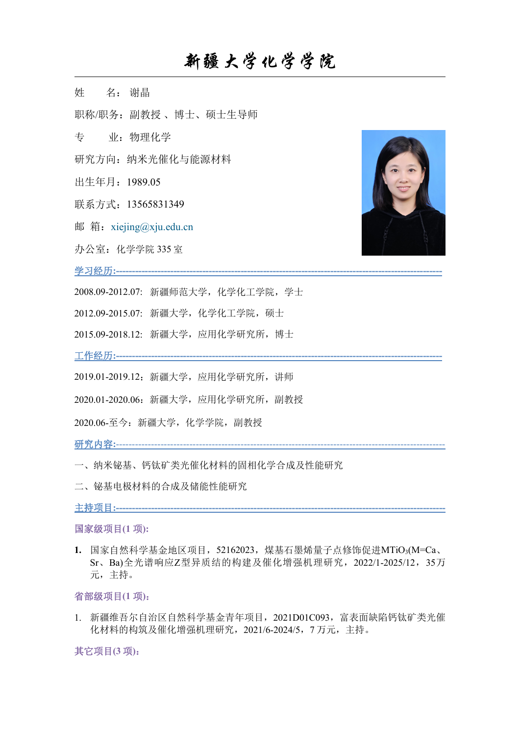# 新疆大学化学学院

姓　　名：谢晶

职称/职务：副教授 、博士、硕士生导师

专　　业：物理化学

研究方向：纳米光催化与能源材料

出生年月：1989.05

联系方式：13565831349

邮 箱：xiejing@xju.edu.cn

办公室：化学学院 335 室

## 学习经历:

2008.09-2012.07: 新疆师范大学，化学化工学院，学士

2012.09-2015.07: 新疆大学，化学化工学院，硕士

2015.09-2018.12: 新疆大学，应用化学研究所，博士

## 工作经历:

2019.01-2019.12：新疆大学，应用化学研究所，讲师

2020.01-2020.06：新疆大学，应用化学研究所，副教授

2020.06-至今：新疆大学，化学学院，副教授

## 研究内容:

一、纳米铋基、钙钛矿类光催化材料的固相化学合成及性能研究

二、铋基电极材料的合成及储能性能研究

## 主持项目:

### 国家级项目(1 项):

1. 国家自然科学基金地区项目，52162023，煤基石墨烯量子点修饰促进$MTiO_3$(M=Ca、Sr、Ba)全光谱响应Z型异质结的构建及催化增强机理研究，2022/1-2025/12，35万元，主持。

### 省部级项目(1 项):

1. 新疆维吾尔自治区自然科学基金青年项目，2021D01C093，富表面缺陷钙钛矿类光催化材料的构筑及催化增强机理研究，2021/6-2024/5，7 万元，主持。

### 其它项目(3 项):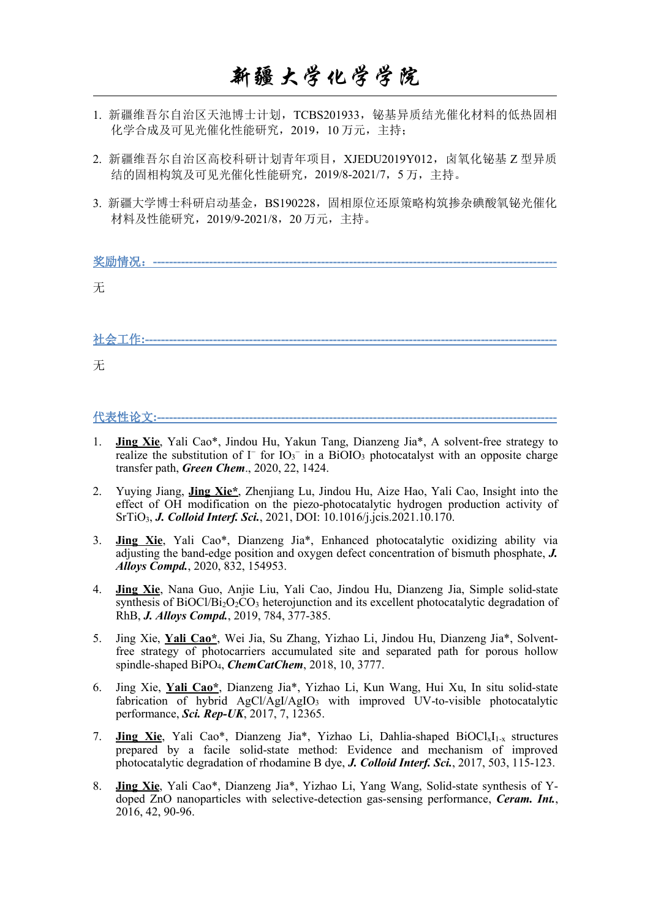1. 新疆维吾尔自治区天池博士计划，TCBS201933，铋基异质结光催化材料的低热固相化学合成及可见光催化性能研究，2019，10 万元，主持；

2. 新疆维吾尔自治区高校科研计划青年项目，XJEDU2019Y012，卤氧化铋基 Z 型异质结的固相构筑及可见光催化性能研究，2019/8-2021/7，5 万，主持。

3. 新疆大学博士科研启动基金，BS190228，固相原位还原策略构筑掺杂碘酸氧铋光催化材料及性能研究，2019/9-2021/8，20 万元，主持。

## 奖励情况：

无

## 社会工作:

无

## 代表性论文:

1. **Jing Xie**, Yali Cao*, Jindou Hu, Yakun Tang, Dianzeng Jia*, A solvent-free strategy to realize the substitution of $I^-$ for $IO_3^-$ in a $BiOIO_3$ photocatalyst with an opposite charge transfer path, ***Green Chem***., 2020, 22, 1424.

2. Yuying Jiang, **Jing Xie***, Zhenjiang Lu, Jindou Hu, Aize Hao, Yali Cao, Insight into the effect of OH modification on the piezo-photocatalytic hydrogen production activity of $SrTiO_3$, ***J. Colloid Interf. Sci.***, 2021, DOI: 10.1016/j.jcis.2021.10.170.

3. **Jing Xie**, Yali Cao*, Dianzeng Jia*, Enhanced photocatalytic oxidizing ability via adjusting the band-edge position and oxygen defect concentration of bismuth phosphate, ***J. Alloys Compd.***, 2020, 832, 154953.

4. **Jing Xie**, Nana Guo, Anjie Liu, Yali Cao, Jindou Hu, Dianzeng Jia, Simple solid-state synthesis of $BiOCl/Bi_2O_2CO_3$ heterojunction and its excellent photocatalytic degradation of RhB, ***J. Alloys Compd.***, 2019, 784, 377-385.

5. Jing Xie, **Yali Cao***, Wei Jia, Su Zhang, Yizhao Li, Jindou Hu, Dianzeng Jia*, Solvent-free strategy of photocarriers accumulated site and separated path for porous hollow spindle-shaped $BiPO_4$, ***ChemCatChem***, 2018, 10, 3777.

6. Jing Xie, **Yali Cao***, Dianzeng Jia*, Yizhao Li, Kun Wang, Hui Xu, In situ solid-state fabrication of hybrid $AgCl/AgI/AgIO_3$ with improved UV-to-visible photocatalytic performance, ***Sci. Rep-UK***, 2017, 7, 12365.

7. **Jing Xie**, Yali Cao*, Dianzeng Jia*, Yizhao Li, Dahlia-shaped $BiOCl_xI_{1-x}$ structures prepared by a facile solid-state method: Evidence and mechanism of improved photocatalytic degradation of rhodamine B dye, ***J. Colloid Interf. Sci.***, 2017, 503, 115-123.

8. **Jing Xie**, Yali Cao*, Dianzeng Jia*, Yizhao Li, Yang Wang, Solid-state synthesis of Y-doped ZnO nanoparticles with selective-detection gas-sensing performance, ***Ceram. Int.***, 2016, 42, 90-96.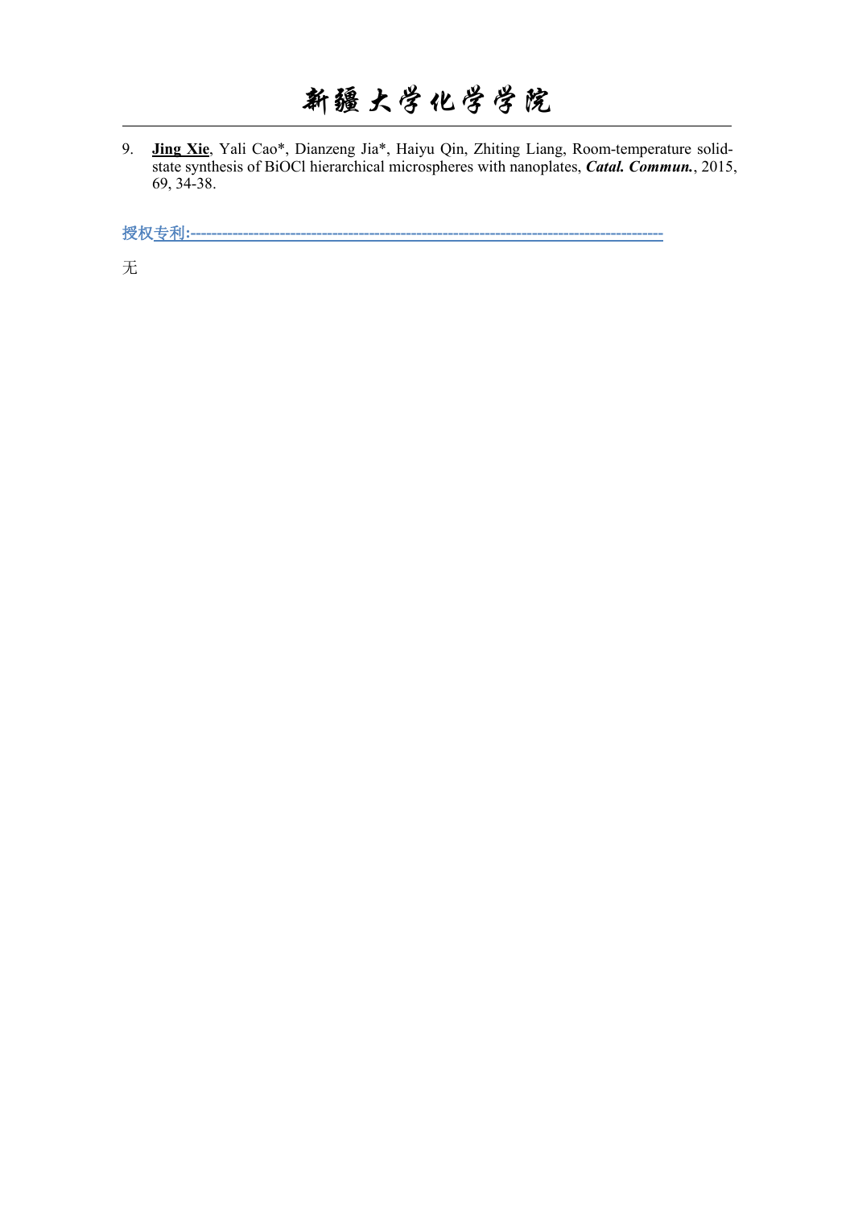9. **Jing Xie**, Yali Cao*, Dianzeng Jia*, Haiyu Qin, Zhiting Liang, Room-temperature solid-state synthesis of BiOCl hierarchical microspheres with nanoplates, ***Catal. Commun.***, 2015, 69, 34-38.

**授权专利:**------------------------------------------------------------------------------------------

无